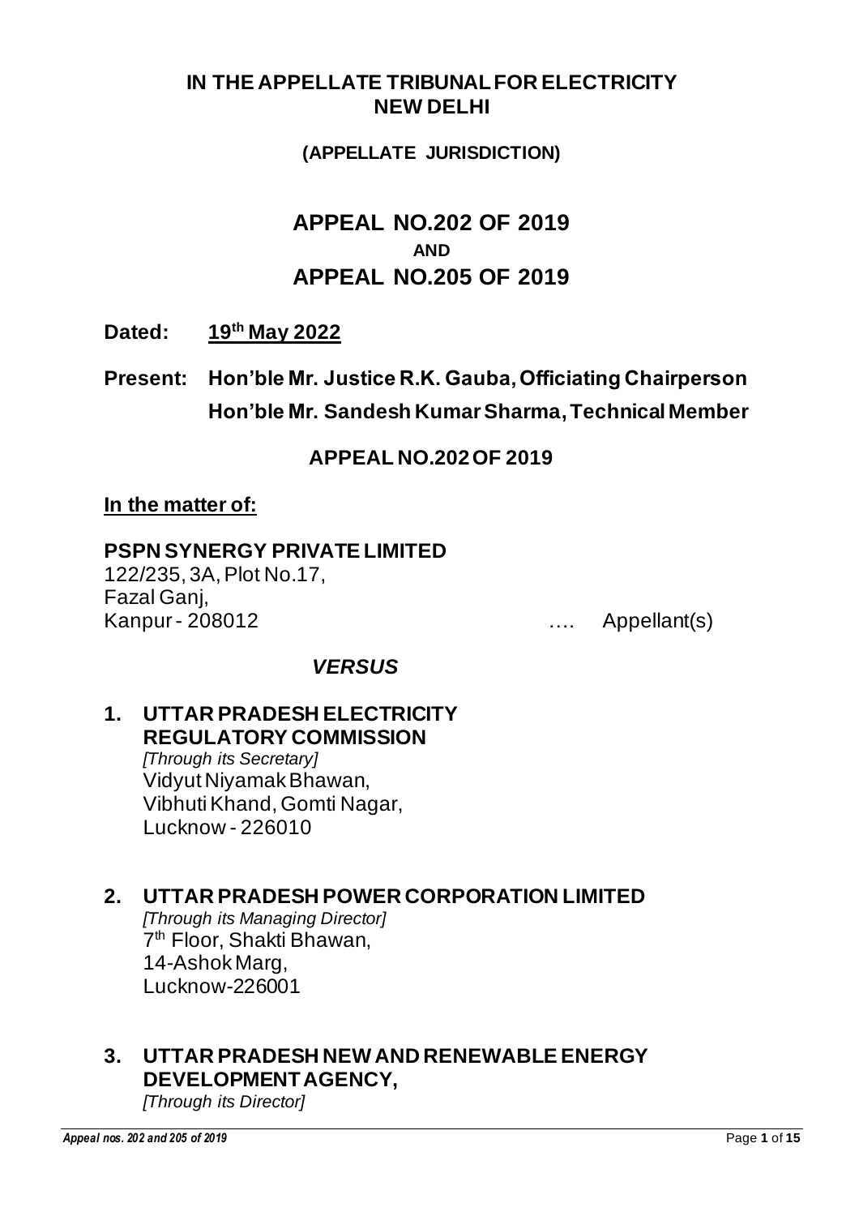# IN THE APPELLATE TRIBUNAL FOR ELECTRICITY NEW DELHI

**(APPELLATE JURISDICTION)**

## APPEAL NO.202 OF 2019
**AND**
## APPEAL NO.205 OF 2019

**Dated: 19th May 2022**

**Present: Hon'ble Mr. Justice R.K. Gauba, Officiating Chairperson**
**Hon'ble Mr. Sandesh Kumar Sharma, Technical Member**

**APPEAL NO.202 OF 2019**

**In the matter of:**

**PSPN SYNERGY PRIVATE LIMITED**
122/235, 3A, Plot No.17,
Fazal Ganj,
Kanpur - 208012 …. Appellant(s)

***VERSUS***

**1. UTTAR PRADESH ELECTRICITY REGULATORY COMMISSION**
*[Through its Secretary]*
Vidyut Niyamak Bhawan,
Vibhuti Khand, Gomti Nagar,
Lucknow - 226010

**2. UTTAR PRADESH POWER CORPORATION LIMITED**
*[Through its Managing Director]*
7th Floor, Shakti Bhawan,
14-Ashok Marg,
Lucknow-226001

**3. UTTAR PRADESH NEW AND RENEWABLE ENERGY DEVELOPMENT AGENCY,**
*[Through its Director]*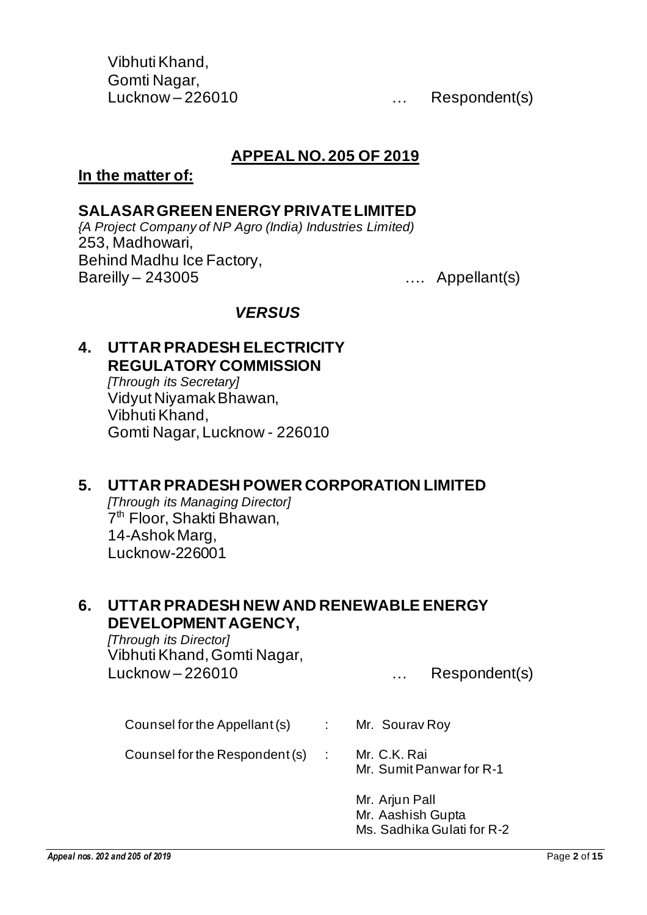Vibhuti Khand,
Gomti Nagar,
Lucknow – 226010 … Respondent(s)

## APPEAL NO. 205 OF 2019

**In the matter of:**

**SALASAR GREEN ENERGY PRIVATE LIMITED**
*{A Project Company of NP Agro (India) Industries Limited)*
253, Madhowari,
Behind Madhu Ice Factory,
Bareilly – 243005 …. Appellant(s)

***VERSUS***

**4. UTTAR PRADESH ELECTRICITY REGULATORY COMMISSION**
*[Through its Secretary]*
Vidyut Niyamak Bhawan,
Vibhuti Khand,
Gomti Nagar, Lucknow - 226010

**5. UTTAR PRADESH POWER CORPORATION LIMITED**
*[Through its Managing Director]*
7th Floor, Shakti Bhawan,
14-Ashok Marg,
Lucknow-226001

**6. UTTAR PRADESH NEW AND RENEWABLE ENERGY DEVELOPMENT AGENCY,**
*[Through its Director]*
Vibhuti Khand, Gomti Nagar,
Lucknow – 226010 … Respondent(s)

Counsel for the Appellant (s) : Mr. Sourav Roy

Counsel for the Respondent (s) : Mr. C.K. Rai
Mr. Sumit Panwar for R-1

Mr. Arjun Pall
Mr. Aashish Gupta
Ms. Sadhika Gulati for R-2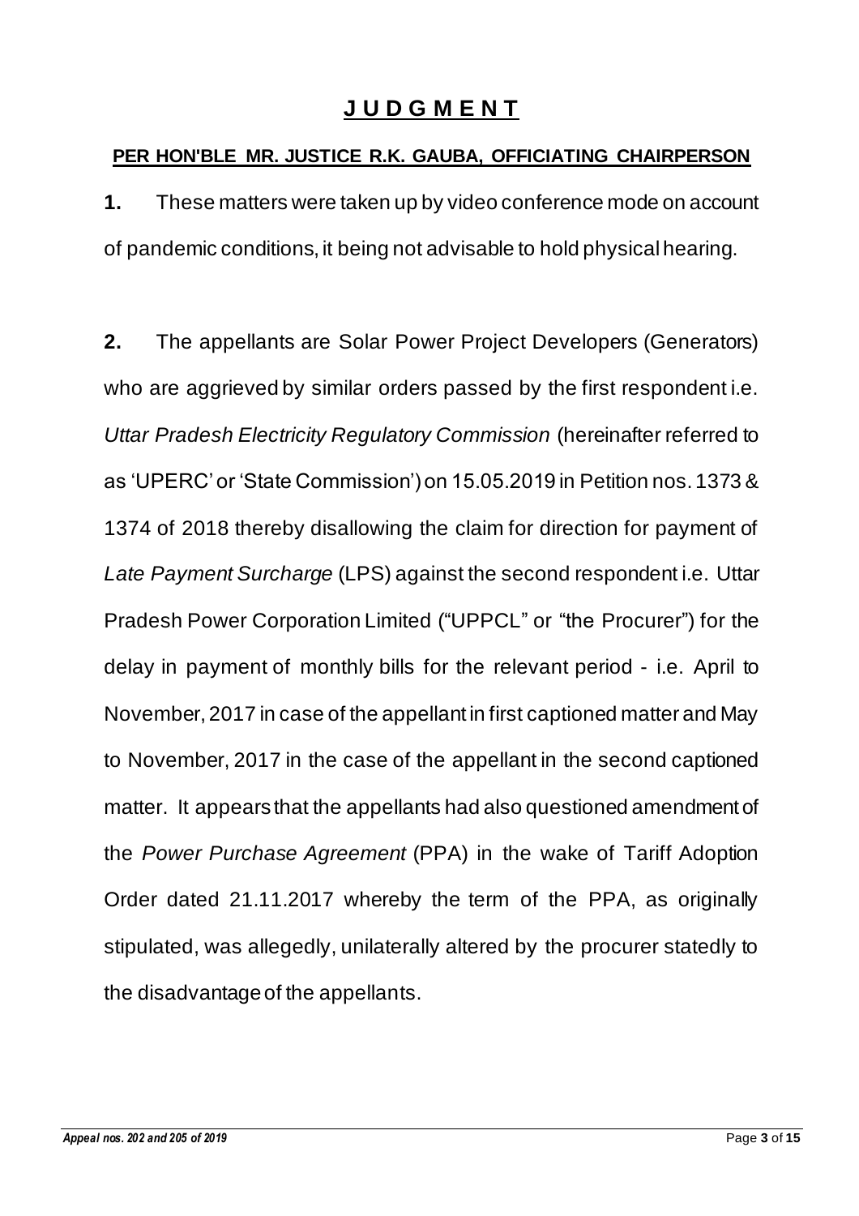# **J U D G M E N T**

**PER HON'BLE MR. JUSTICE R.K. GAUBA, OFFICIATING CHAIRPERSON**

**1.** These matters were taken up by video conference mode on account of pandemic conditions, it being not advisable to hold physical hearing.

**2.** The appellants are Solar Power Project Developers (Generators) who are aggrieved by similar orders passed by the first respondent i.e. *Uttar Pradesh Electricity Regulatory Commission* (hereinafter referred to as 'UPERC' or 'State Commission') on 15.05.2019 in Petition nos. 1373 & 1374 of 2018 thereby disallowing the claim for direction for payment of *Late Payment Surcharge* (LPS) against the second respondent i.e. Uttar Pradesh Power Corporation Limited ("UPPCL" or "the Procurer") for the delay in payment of monthly bills for the relevant period - i.e. April to November, 2017 in case of the appellant in first captioned matter and May to November, 2017 in the case of the appellant in the second captioned matter. It appears that the appellants had also questioned amendment of the *Power Purchase Agreement* (PPA) in the wake of Tariff Adoption Order dated 21.11.2017 whereby the term of the PPA, as originally stipulated, was allegedly, unilaterally altered by the procurer statedly to the disadvantage of the appellants.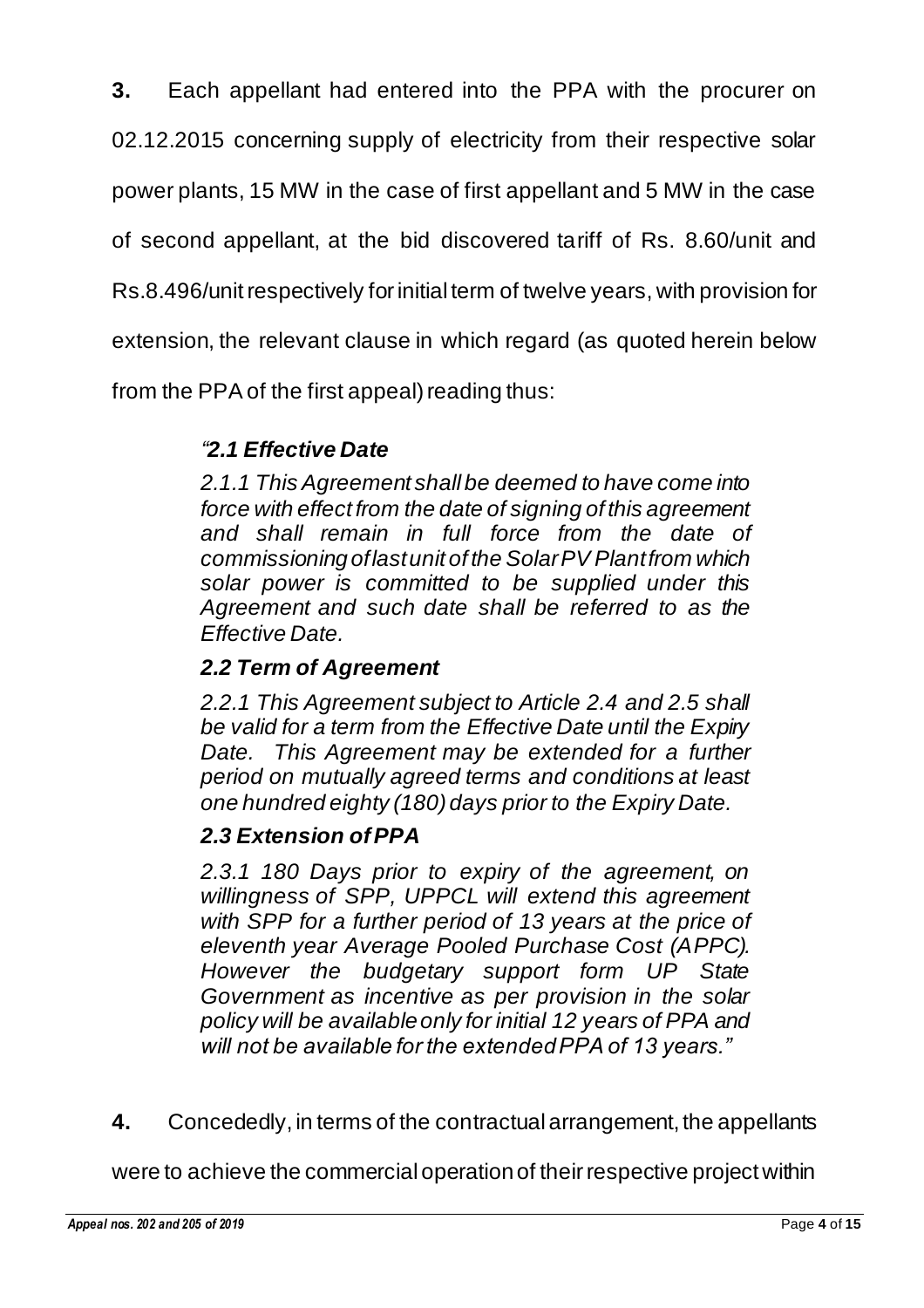**3.** Each appellant had entered into the PPA with the procurer on 02.12.2015 concerning supply of electricity from their respective solar power plants, 15 MW in the case of first appellant and 5 MW in the case of second appellant, at the bid discovered tariff of Rs. 8.60/unit and Rs.8.496/unit respectively for initial term of twelve years, with provision for extension, the relevant clause in which regard (as quoted herein below from the PPA of the first appeal) reading thus:

> *"**2.1 Effective Date***
>
> *2.1.1 This Agreement shall be deemed to have come into force with effect from the date of signing of this agreement and shall remain in full force from the date of commissioning of last unit of the Solar PV Plant from which solar power is committed to be supplied under this Agreement and such date shall be referred to as the Effective Date.*
>
> ***2.2 Term of Agreement***
>
> *2.2.1 This Agreement subject to Article 2.4 and 2.5 shall be valid for a term from the Effective Date until the Expiry Date. This Agreement may be extended for a further period on mutually agreed terms and conditions at least one hundred eighty (180) days prior to the Expiry Date.*
>
> ***2.3 Extension of PPA***
>
> *2.3.1 180 Days prior to expiry of the agreement, on willingness of SPP, UPPCL will extend this agreement with SPP for a further period of 13 years at the price of eleventh year Average Pooled Purchase Cost (APPC). However the budgetary support form UP State Government as incentive as per provision in the solar policy will be available only for initial 12 years of PPA and will not be available for the extended PPA of 13 years."*

**4.** Concededly, in terms of the contractual arrangement, the appellants were to achieve the commercial operation of their respective project within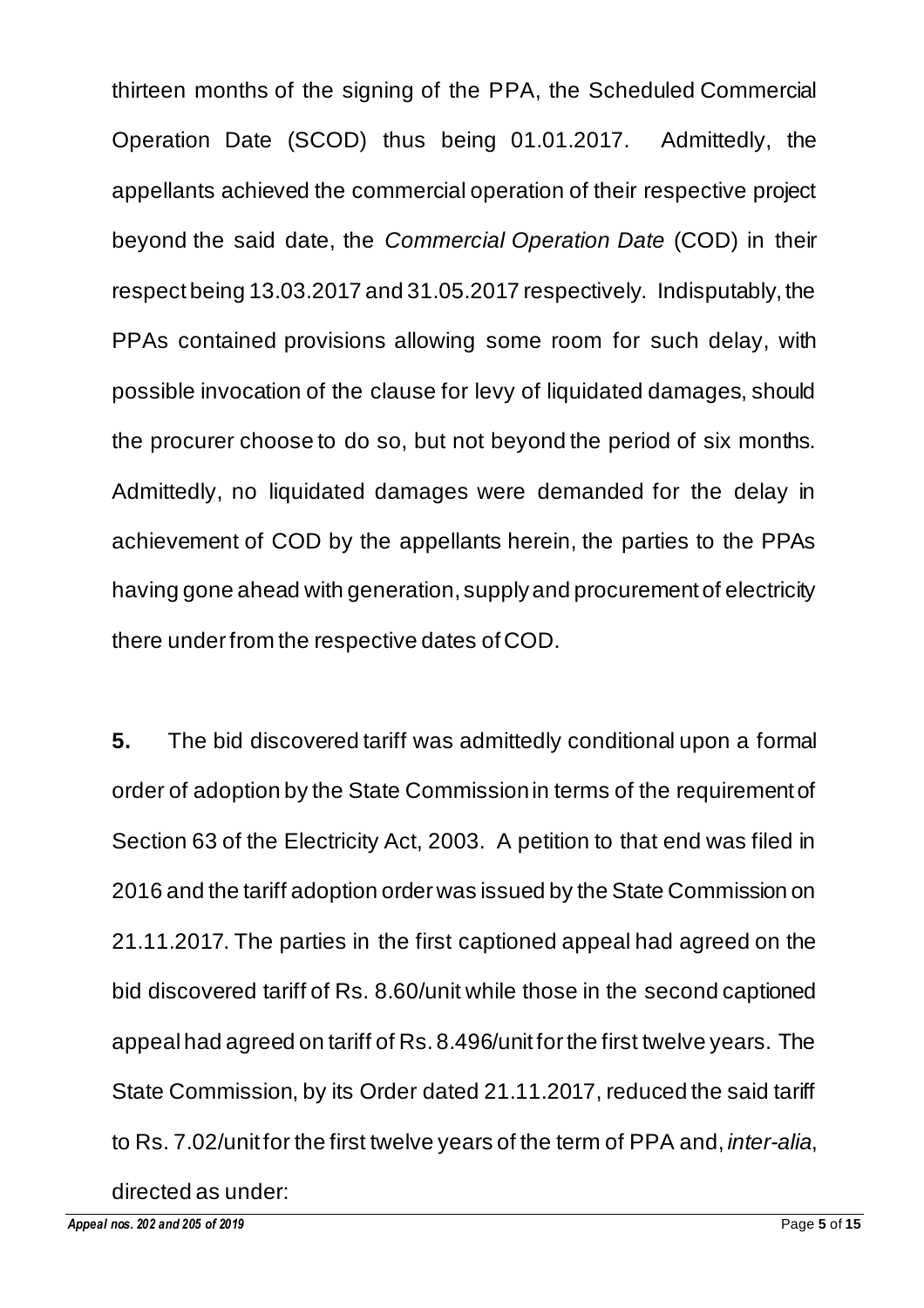thirteen months of the signing of the PPA, the Scheduled Commercial Operation Date (SCOD) thus being 01.01.2017. Admittedly, the appellants achieved the commercial operation of their respective project beyond the said date, the *Commercial Operation Date* (COD) in their respect being 13.03.2017 and 31.05.2017 respectively. Indisputably, the PPAs contained provisions allowing some room for such delay, with possible invocation of the clause for levy of liquidated damages, should the procurer choose to do so, but not beyond the period of six months. Admittedly, no liquidated damages were demanded for the delay in achievement of COD by the appellants herein, the parties to the PPAs having gone ahead with generation, supply and procurement of electricity there under from the respective dates of COD.

**5.** The bid discovered tariff was admittedly conditional upon a formal order of adoption by the State Commission in terms of the requirement of Section 63 of the Electricity Act, 2003. A petition to that end was filed in 2016 and the tariff adoption order was issued by the State Commission on 21.11.2017. The parties in the first captioned appeal had agreed on the bid discovered tariff of Rs. 8.60/unit while those in the second captioned appeal had agreed on tariff of Rs. 8.496/unit for the first twelve years. The State Commission, by its Order dated 21.11.2017, reduced the said tariff to Rs. 7.02/unit for the first twelve years of the term of PPA and, *inter-alia*, directed as under: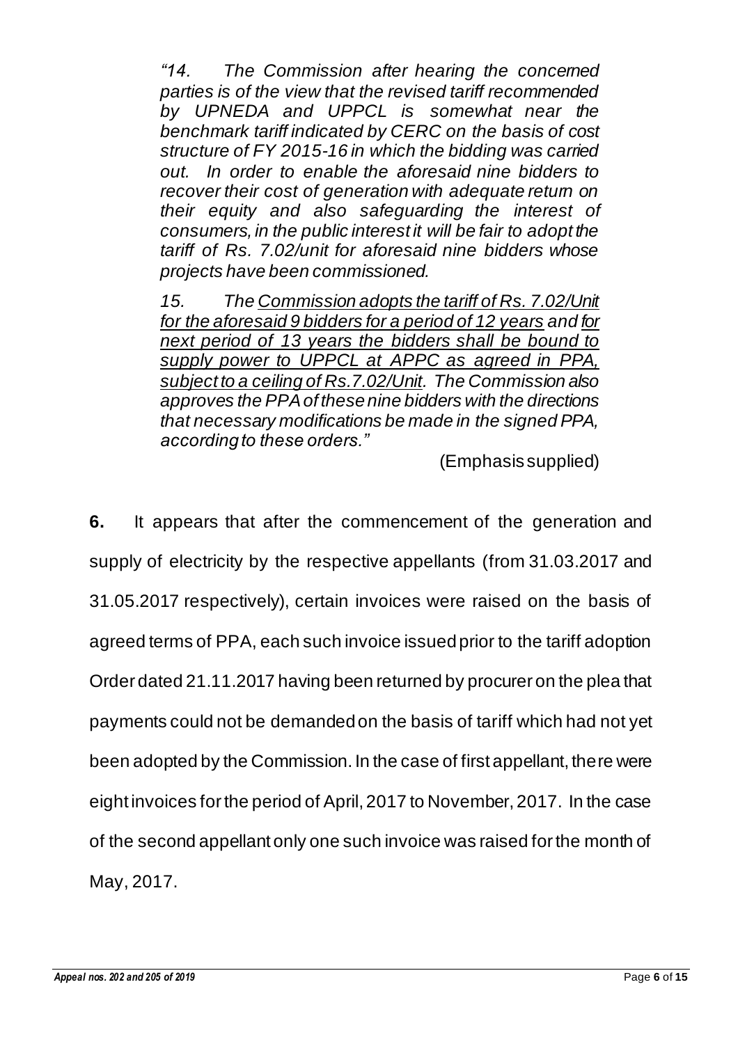*"14. The Commission after hearing the concerned parties is of the view that the revised tariff recommended by UPNEDA and UPPCL is somewhat near the benchmark tariff indicated by CERC on the basis of cost structure of FY 2015-16 in which the bidding was carried out. In order to enable the aforesaid nine bidders to recover their cost of generation with adequate return on their equity and also safeguarding the interest of consumers, in the public interest it will be fair to adopt the tariff of Rs. 7.02/unit for aforesaid nine bidders whose projects have been commissioned.*

*15. The <u>Commission adopts the tariff of Rs. 7.02/Unit for the aforesaid 9 bidders for a period of 12 years</u> and <u>for next period of 13 years the bidders shall be bound to supply power to UPPCL at APPC as agreed in PPA, subject to a ceiling of Rs.7.02/Unit</u>. The Commission also approves the PPA of these nine bidders with the directions that necessary modifications be made in the signed PPA, according to these orders."*

(Emphasis supplied)

**6.** It appears that after the commencement of the generation and supply of electricity by the respective appellants (from 31.03.2017 and 31.05.2017 respectively), certain invoices were raised on the basis of agreed terms of PPA, each such invoice issued prior to the tariff adoption Order dated 21.11.2017 having been returned by procurer on the plea that payments could not be demanded on the basis of tariff which had not yet been adopted by the Commission. In the case of first appellant, there were eight invoices for the period of April, 2017 to November, 2017. In the case of the second appellant only one such invoice was raised for the month of May, 2017.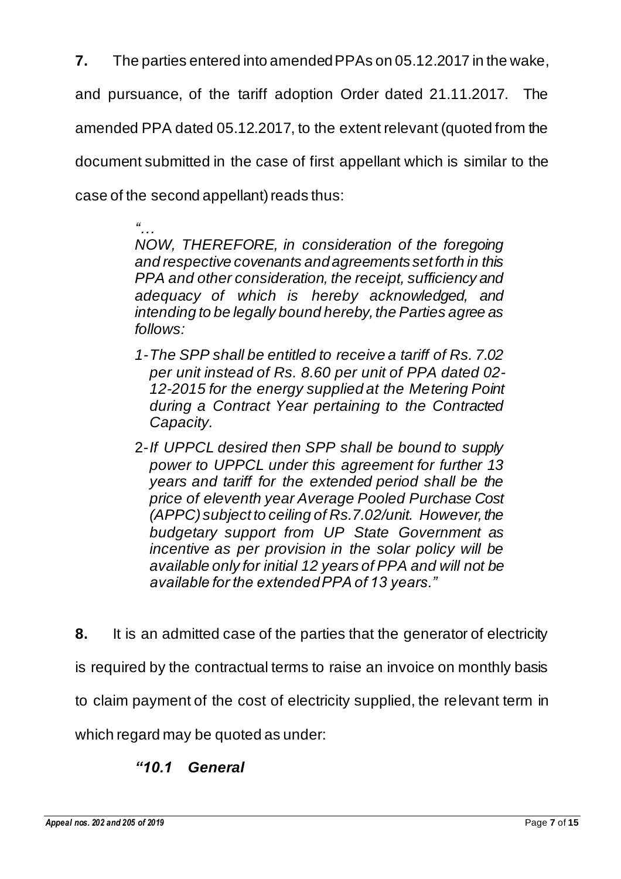**7.** The parties entered into amended PPAs on 05.12.2017 in the wake, and pursuance, of the tariff adoption Order dated 21.11.2017. The amended PPA dated 05.12.2017, to the extent relevant (quoted from the document submitted in the case of first appellant which is similar to the case of the second appellant) reads thus:

> *"…*
>
> *NOW, THEREFORE, in consideration of the foregoing and respective covenants and agreements set forth in this PPA and other consideration, the receipt, sufficiency and adequacy of which is hereby acknowledged, and intending to be legally bound hereby, the Parties agree as follows:*
>
> *1- The SPP shall be entitled to receive a tariff of Rs. 7.02 per unit instead of Rs. 8.60 per unit of PPA dated 02-12-2015 for the energy supplied at the Metering Point during a Contract Year pertaining to the Contracted Capacity.*
>
> 2-*If UPPCL desired then SPP shall be bound to supply power to UPPCL under this agreement for further 13 years and tariff for the extended period shall be the price of eleventh year Average Pooled Purchase Cost (APPC) subject to ceiling of Rs.7.02/unit. However, the budgetary support from UP State Government as incentive as per provision in the solar policy will be available only for initial 12 years of PPA and will not be available for the extended PPA of 13 years."*

**8.** It is an admitted case of the parties that the generator of electricity is required by the contractual terms to raise an invoice on monthly basis to claim payment of the cost of electricity supplied, the relevant term in which regard may be quoted as under:

> ***"10.1 General***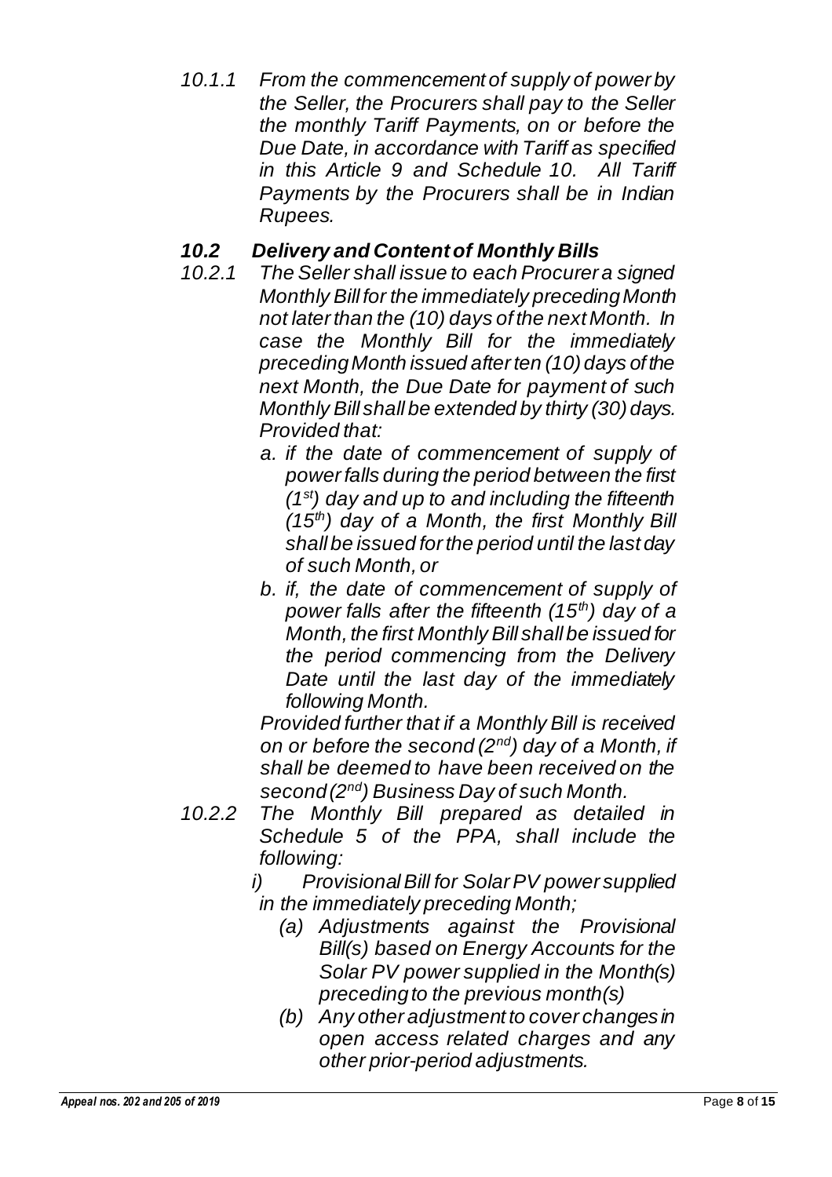*10.1.1 From the commencement of supply of power by the Seller, the Procurers shall pay to the Seller the monthly Tariff Payments, on or before the Due Date, in accordance with Tariff as specified in this Article 9 and Schedule 10. All Tariff Payments by the Procurers shall be in Indian Rupees.*

### *10.2 Delivery and Content of Monthly Bills*

*10.2.1 The Seller shall issue to each Procurer a signed Monthly Bill for the immediately preceding Month not later than the (10) days of the next Month. In case the Monthly Bill for the immediately preceding Month issued after ten (10) days of the next Month, the Due Date for payment of such Monthly Bill shall be extended by thirty (30) days. Provided that:*

*a. if the date of commencement of supply of power falls during the period between the first (1st) day and up to and including the fifteenth (15th) day of a Month, the first Monthly Bill shall be issued for the period until the last day of such Month, or*

*b. if, the date of commencement of supply of power falls after the fifteenth (15th) day of a Month, the first Monthly Bill shall be issued for the period commencing from the Delivery Date until the last day of the immediately following Month.*

*Provided further that if a Monthly Bill is received on or before the second (2nd) day of a Month, if shall be deemed to have been received on the second (2nd) Business Day of such Month.*

*10.2.2 The Monthly Bill prepared as detailed in Schedule 5 of the PPA, shall include the following:*

*i) Provisional Bill for Solar PV power supplied in the immediately preceding Month;*

*(a) Adjustments against the Provisional Bill(s) based on Energy Accounts for the Solar PV power supplied in the Month(s) preceding to the previous month(s)*

*(b) Any other adjustment to cover changes in open access related charges and any other prior-period adjustments.*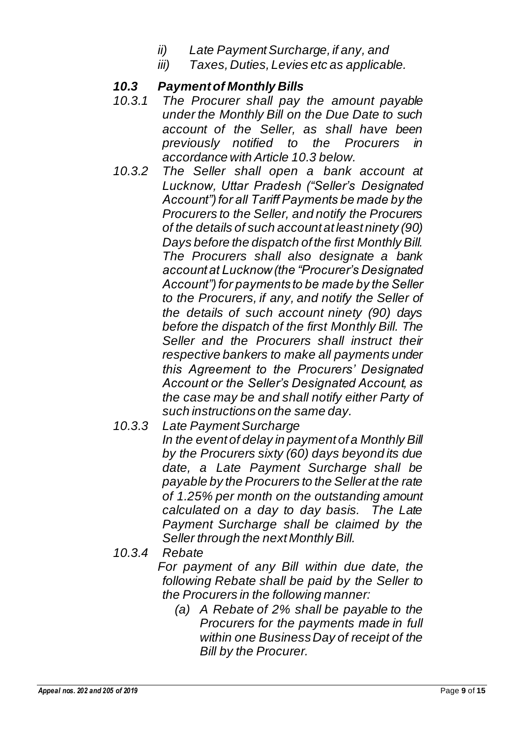*ii) Late Payment Surcharge, if any, and*

*iii) Taxes, Duties, Levies etc as applicable.*

### *10.3 Payment of Monthly Bills*

*10.3.1 The Procurer shall pay the amount payable under the Monthly Bill on the Due Date to such account of the Seller, as shall have been previously notified to the Procurers in accordance with Article 10.3 below.*

*10.3.2 The Seller shall open a bank account at Lucknow, Uttar Pradesh ("Seller's Designated Account") for all Tariff Payments be made by the Procurers to the Seller, and notify the Procurers of the details of such account at least ninety (90) Days before the dispatch of the first Monthly Bill. The Procurers shall also designate a bank account at Lucknow (the "Procurer's Designated Account") for payments to be made by the Seller to the Procurers, if any, and notify the Seller of the details of such account ninety (90) days before the dispatch of the first Monthly Bill. The Seller and the Procurers shall instruct their respective bankers to make all payments under this Agreement to the Procurers' Designated Account or the Seller's Designated Account, as the case may be and shall notify either Party of such instructions on the same day.*

*10.3.3 Late Payment Surcharge*

*In the event of delay in payment of a Monthly Bill by the Procurers sixty (60) days beyond its due date, a Late Payment Surcharge shall be payable by the Procurers to the Seller at the rate of 1.25% per month on the outstanding amount calculated on a day to day basis. The Late Payment Surcharge shall be claimed by the Seller through the next Monthly Bill.*

*10.3.4 Rebate*

*For payment of any Bill within due date, the following Rebate shall be paid by the Seller to the Procurers in the following manner:*

*(a) A Rebate of 2% shall be payable to the Procurers for the payments made in full within one Business Day of receipt of the Bill by the Procurer.*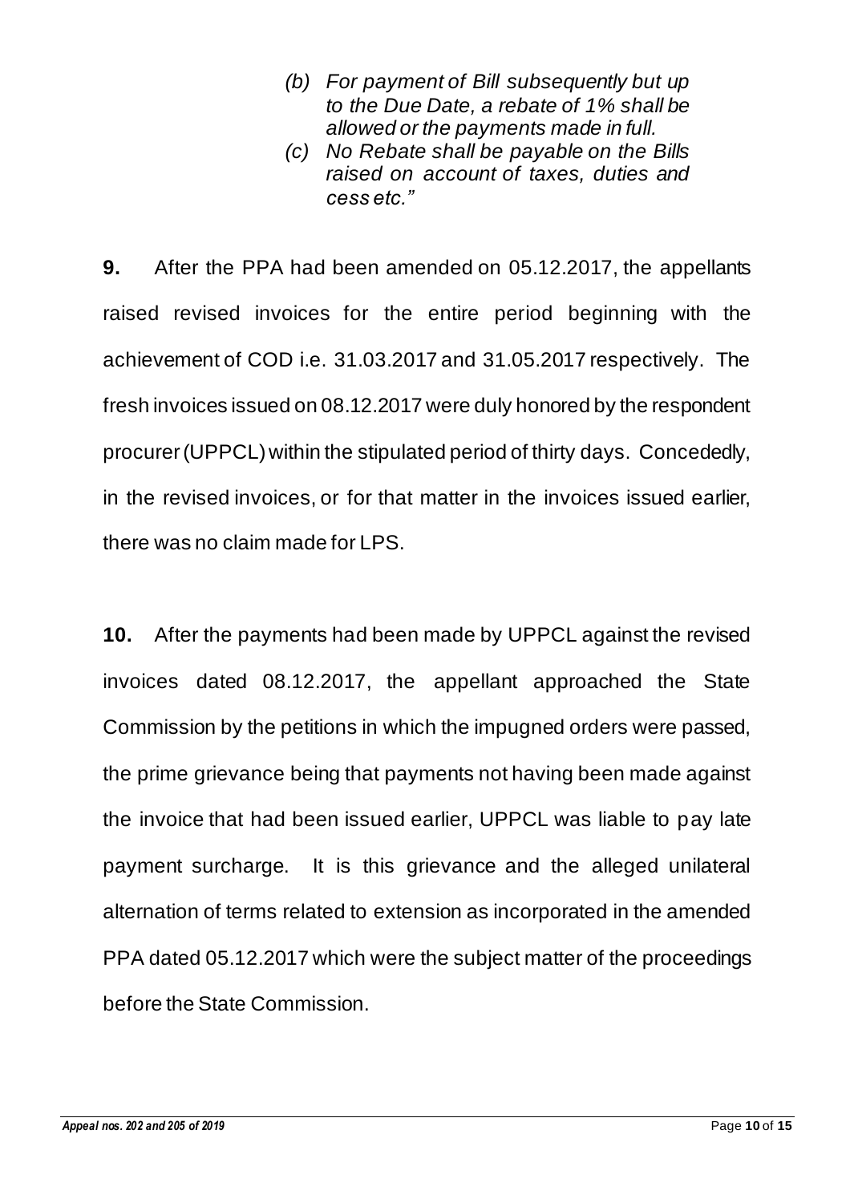> *(b) For payment of Bill subsequently but up to the Due Date, a rebate of 1% shall be allowed or the payments made in full.*
>
> *(c) No Rebate shall be payable on the Bills raised on account of taxes, duties and cess etc."*

**9.** After the PPA had been amended on 05.12.2017, the appellants raised revised invoices for the entire period beginning with the achievement of COD i.e. 31.03.2017 and 31.05.2017 respectively. The fresh invoices issued on 08.12.2017 were duly honored by the respondent procurer (UPPCL) within the stipulated period of thirty days. Concededly, in the revised invoices, or for that matter in the invoices issued earlier, there was no claim made for LPS.

**10.** After the payments had been made by UPPCL against the revised invoices dated 08.12.2017, the appellant approached the State Commission by the petitions in which the impugned orders were passed, the prime grievance being that payments not having been made against the invoice that had been issued earlier, UPPCL was liable to pay late payment surcharge. It is this grievance and the alleged unilateral alternation of terms related to extension as incorporated in the amended PPA dated 05.12.2017 which were the subject matter of the proceedings before the State Commission.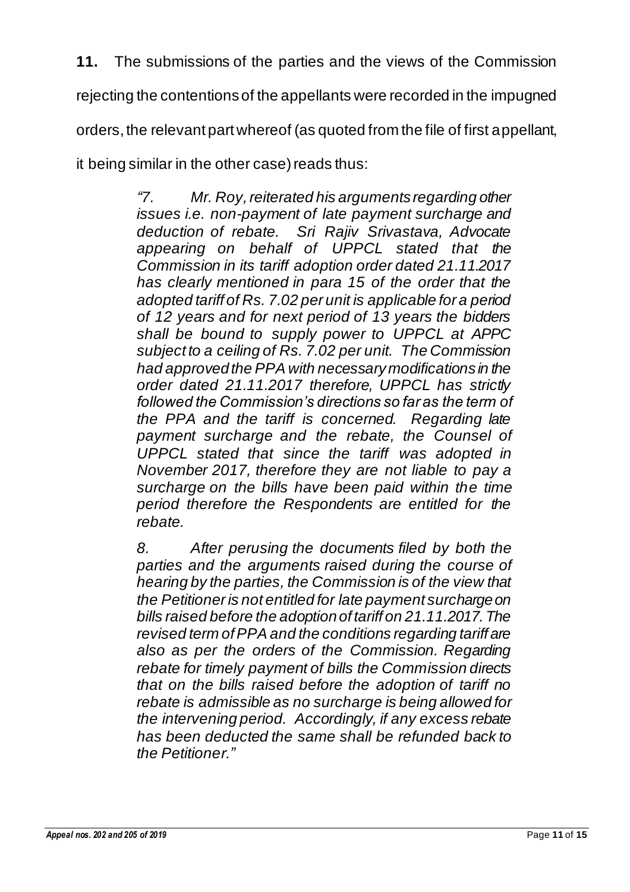**11.** The submissions of the parties and the views of the Commission rejecting the contentions of the appellants were recorded in the impugned orders, the relevant part whereof (as quoted from the file of first appellant, it being similar in the other case) reads thus:

> *"7. Mr. Roy, reiterated his arguments regarding other issues i.e. non-payment of late payment surcharge and deduction of rebate. Sri Rajiv Srivastava, Advocate appearing on behalf of UPPCL stated that the Commission in its tariff adoption order dated 21.11.2017 has clearly mentioned in para 15 of the order that the adopted tariff of Rs. 7.02 per unit is applicable for a period of 12 years and for next period of 13 years the bidders shall be bound to supply power to UPPCL at APPC subject to a ceiling of Rs. 7.02 per unit. The Commission had approved the PPA with necessary modifications in the order dated 21.11.2017 therefore, UPPCL has strictly followed the Commission's directions so far as the term of the PPA and the tariff is concerned. Regarding late payment surcharge and the rebate, the Counsel of UPPCL stated that since the tariff was adopted in November 2017, therefore they are not liable to pay a surcharge on the bills have been paid within the time period therefore the Respondents are entitled for the rebate.*
>
> *8. After perusing the documents filed by both the parties and the arguments raised during the course of hearing by the parties, the Commission is of the view that the Petitioner is not entitled for late payment surcharge on bills raised before the adoption of tariff on 21.11.2017. The revised term of PPA and the conditions regarding tariff are also as per the orders of the Commission. Regarding rebate for timely payment of bills the Commission directs that on the bills raised before the adoption of tariff no rebate is admissible as no surcharge is being allowed for the intervening period. Accordingly, if any excess rebate has been deducted the same shall be refunded back to the Petitioner."*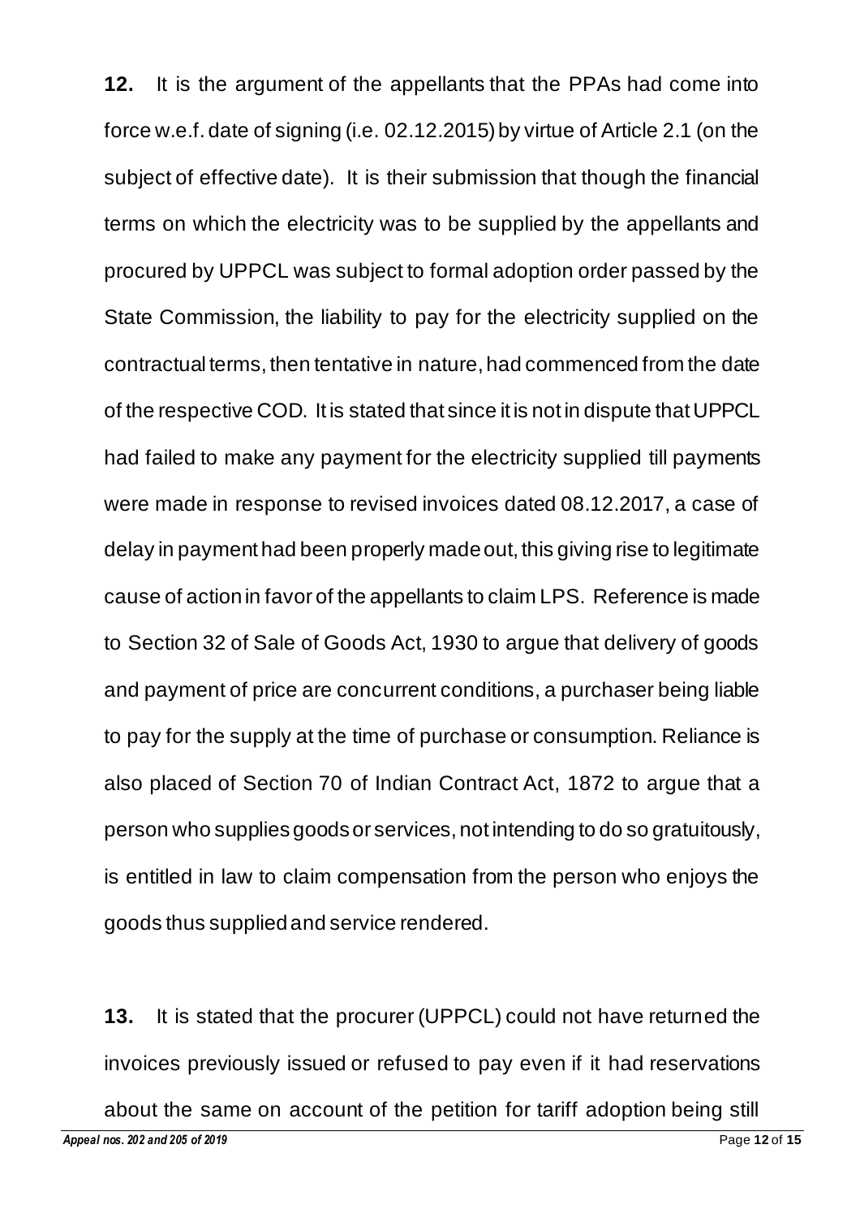**12.** It is the argument of the appellants that the PPAs had come into force w.e.f. date of signing (i.e. 02.12.2015) by virtue of Article 2.1 (on the subject of effective date). It is their submission that though the financial terms on which the electricity was to be supplied by the appellants and procured by UPPCL was subject to formal adoption order passed by the State Commission, the liability to pay for the electricity supplied on the contractual terms, then tentative in nature, had commenced from the date of the respective COD. It is stated that since it is not in dispute that UPPCL had failed to make any payment for the electricity supplied till payments were made in response to revised invoices dated 08.12.2017, a case of delay in payment had been properly made out, this giving rise to legitimate cause of action in favor of the appellants to claim LPS. Reference is made to Section 32 of Sale of Goods Act, 1930 to argue that delivery of goods and payment of price are concurrent conditions, a purchaser being liable to pay for the supply at the time of purchase or consumption. Reliance is also placed of Section 70 of Indian Contract Act, 1872 to argue that a person who supplies goods or services, not intending to do so gratuitously, is entitled in law to claim compensation from the person who enjoys the goods thus supplied and service rendered.

**13.** It is stated that the procurer (UPPCL) could not have returned the invoices previously issued or refused to pay even if it had reservations about the same on account of the petition for tariff adoption being still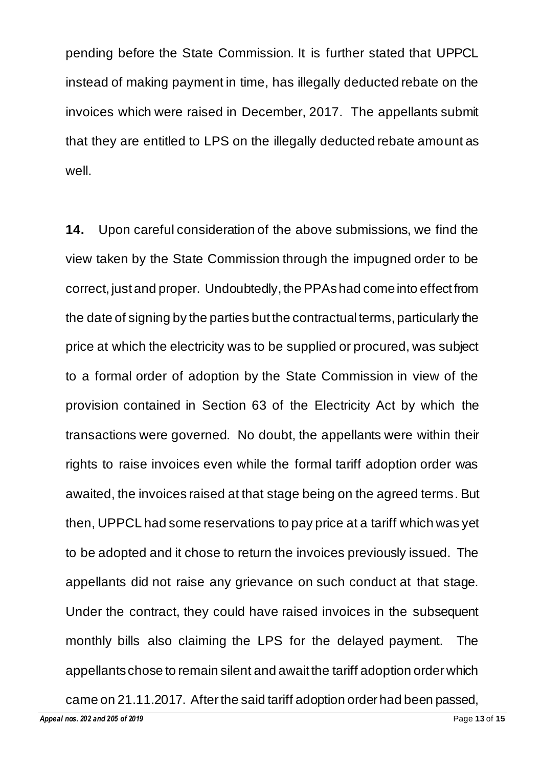pending before the State Commission. It is further stated that UPPCL instead of making payment in time, has illegally deducted rebate on the invoices which were raised in December, 2017. The appellants submit that they are entitled to LPS on the illegally deducted rebate amount as well.

**14.** Upon careful consideration of the above submissions, we find the view taken by the State Commission through the impugned order to be correct, just and proper. Undoubtedly, the PPAs had come into effect from the date of signing by the parties but the contractual terms, particularly the price at which the electricity was to be supplied or procured, was subject to a formal order of adoption by the State Commission in view of the provision contained in Section 63 of the Electricity Act by which the transactions were governed. No doubt, the appellants were within their rights to raise invoices even while the formal tariff adoption order was awaited, the invoices raised at that stage being on the agreed terms. But then, UPPCL had some reservations to pay price at a tariff which was yet to be adopted and it chose to return the invoices previously issued. The appellants did not raise any grievance on such conduct at that stage. Under the contract, they could have raised invoices in the subsequent monthly bills also claiming the LPS for the delayed payment. The appellants chose to remain silent and await the tariff adoption order which came on 21.11.2017. After the said tariff adoption order had been passed,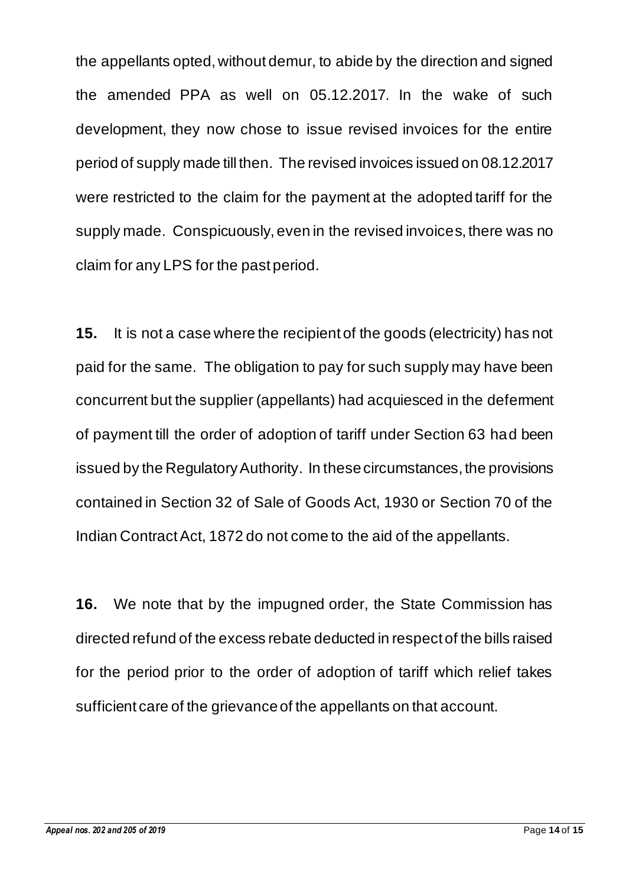the appellants opted, without demur, to abide by the direction and signed the amended PPA as well on 05.12.2017. In the wake of such development, they now chose to issue revised invoices for the entire period of supply made till then. The revised invoices issued on 08.12.2017 were restricted to the claim for the payment at the adopted tariff for the supply made. Conspicuously, even in the revised invoices, there was no claim for any LPS for the past period.

**15.** It is not a case where the recipient of the goods (electricity) has not paid for the same. The obligation to pay for such supply may have been concurrent but the supplier (appellants) had acquiesced in the deferment of payment till the order of adoption of tariff under Section 63 had been issued by the Regulatory Authority. In these circumstances, the provisions contained in Section 32 of Sale of Goods Act, 1930 or Section 70 of the Indian Contract Act, 1872 do not come to the aid of the appellants.

**16.** We note that by the impugned order, the State Commission has directed refund of the excess rebate deducted in respect of the bills raised for the period prior to the order of adoption of tariff which relief takes sufficient care of the grievance of the appellants on that account.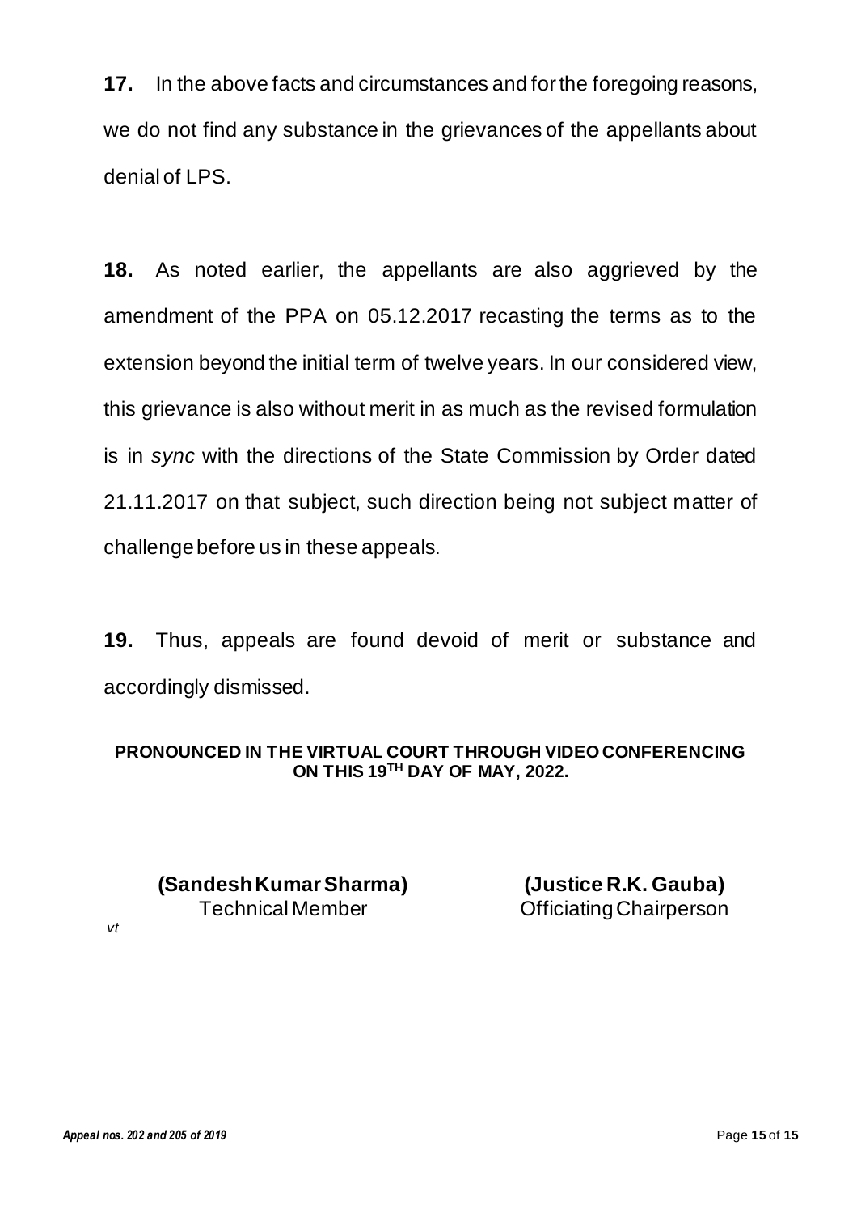**17.** In the above facts and circumstances and for the foregoing reasons, we do not find any substance in the grievances of the appellants about denial of LPS.

**18.** As noted earlier, the appellants are also aggrieved by the amendment of the PPA on 05.12.2017 recasting the terms as to the extension beyond the initial term of twelve years. In our considered view, this grievance is also without merit in as much as the revised formulation is in *sync* with the directions of the State Commission by Order dated 21.11.2017 on that subject, such direction being not subject matter of challenge before us in these appeals.

**19.** Thus, appeals are found devoid of merit or substance and accordingly dismissed.

**PRONOUNCED IN THE VIRTUAL COURT THROUGH VIDEO CONFERENCING ON THIS 19TH DAY OF MAY, 2022.**

| | |
|---|---|
| **(Sandesh Kumar Sharma)** | **(Justice R.K. Gauba)** |
| Technical Member | Officiating Chairperson |

*vt*